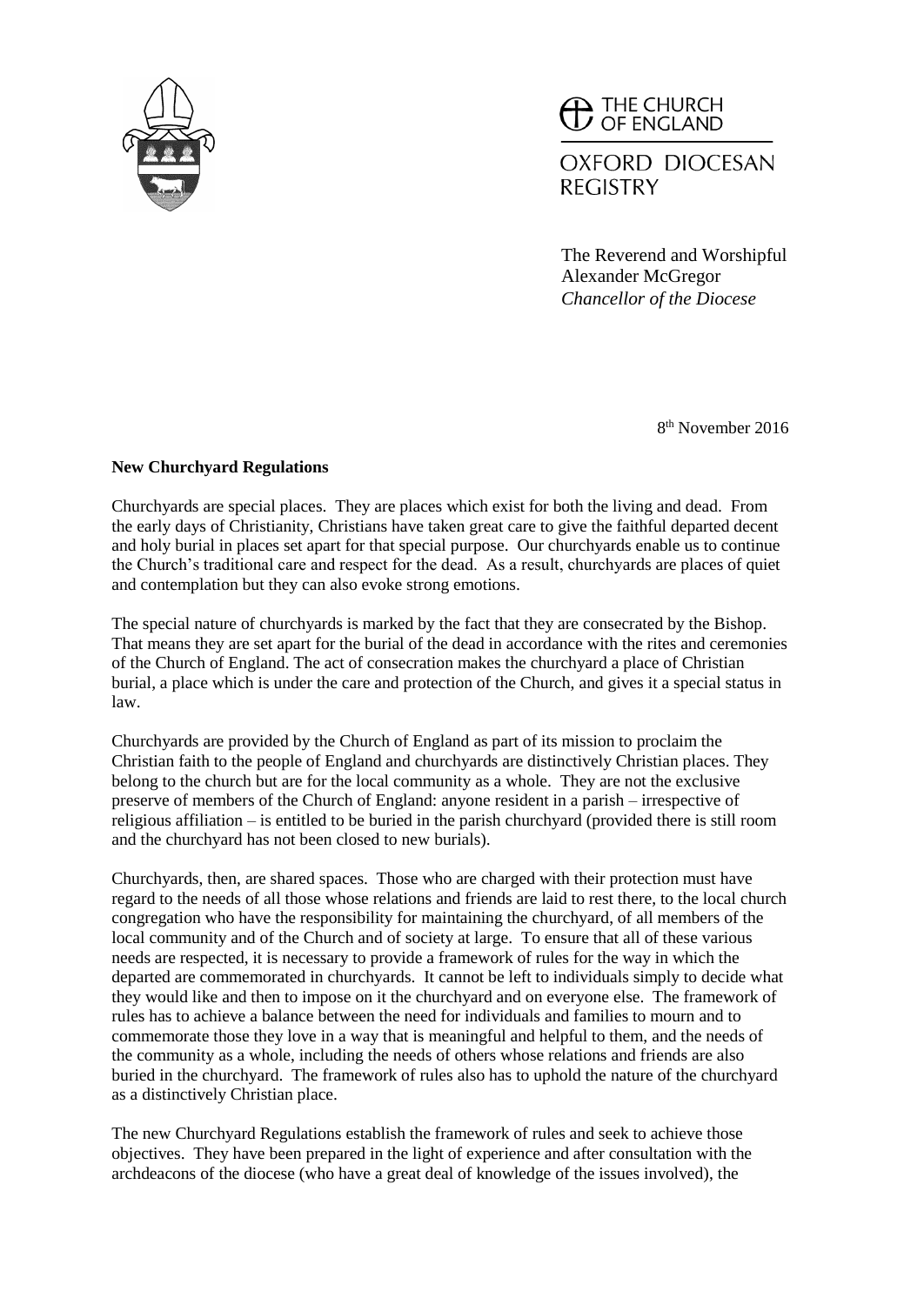THE CHURCH OF ENGLAND

OXFORD DIOCESAN REGISTRY

The Reverend and Worshipful
Alexander McGregor
*Chancellor of the Diocese*

8th November 2016

**New Churchyard Regulations**

Churchyards are special places. They are places which exist for both the living and dead. From the early days of Christianity, Christians have taken great care to give the faithful departed decent and holy burial in places set apart for that special purpose. Our churchyards enable us to continue the Church's traditional care and respect for the dead. As a result, churchyards are places of quiet and contemplation but they can also evoke strong emotions.

The special nature of churchyards is marked by the fact that they are consecrated by the Bishop. That means they are set apart for the burial of the dead in accordance with the rites and ceremonies of the Church of England. The act of consecration makes the churchyard a place of Christian burial, a place which is under the care and protection of the Church, and gives it a special status in law.

Churchyards are provided by the Church of England as part of its mission to proclaim the Christian faith to the people of England and churchyards are distinctively Christian places. They belong to the church but are for the local community as a whole. They are not the exclusive preserve of members of the Church of England: anyone resident in a parish – irrespective of religious affiliation – is entitled to be buried in the parish churchyard (provided there is still room and the churchyard has not been closed to new burials).

Churchyards, then, are shared spaces. Those who are charged with their protection must have regard to the needs of all those whose relations and friends are laid to rest there, to the local church congregation who have the responsibility for maintaining the churchyard, of all members of the local community and of the Church and of society at large. To ensure that all of these various needs are respected, it is necessary to provide a framework of rules for the way in which the departed are commemorated in churchyards. It cannot be left to individuals simply to decide what they would like and then to impose on it the churchyard and on everyone else. The framework of rules has to achieve a balance between the need for individuals and families to mourn and to commemorate those they love in a way that is meaningful and helpful to them, and the needs of the community as a whole, including the needs of others whose relations and friends are also buried in the churchyard. The framework of rules also has to uphold the nature of the churchyard as a distinctively Christian place.

The new Churchyard Regulations establish the framework of rules and seek to achieve those objectives. They have been prepared in the light of experience and after consultation with the archdeacons of the diocese (who have a great deal of knowledge of the issues involved), the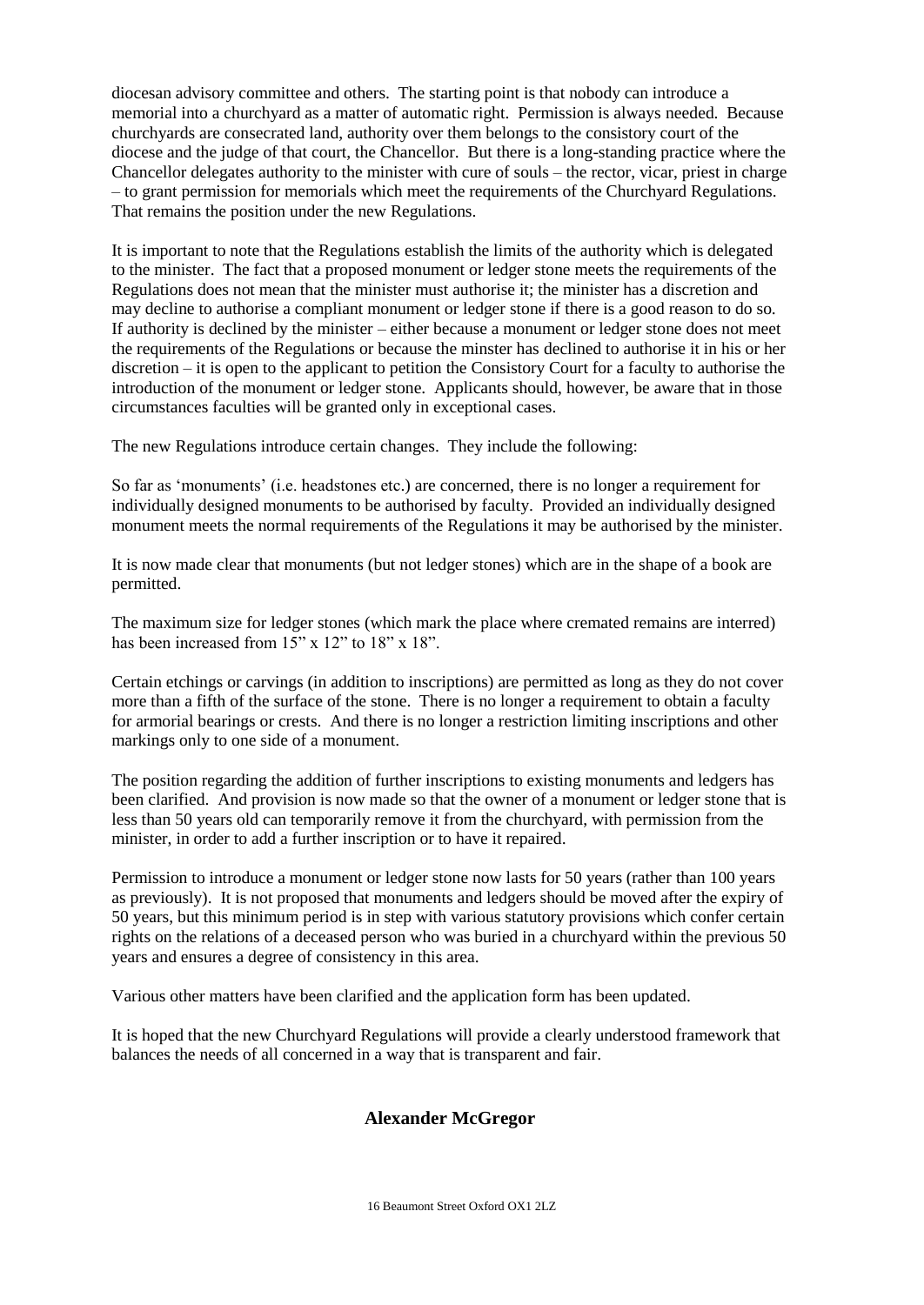diocesan advisory committee and others. The starting point is that nobody can introduce a memorial into a churchyard as a matter of automatic right. Permission is always needed. Because churchyards are consecrated land, authority over them belongs to the consistory court of the diocese and the judge of that court, the Chancellor. But there is a long-standing practice where the Chancellor delegates authority to the minister with cure of souls – the rector, vicar, priest in charge – to grant permission for memorials which meet the requirements of the Churchyard Regulations. That remains the position under the new Regulations.

It is important to note that the Regulations establish the limits of the authority which is delegated to the minister. The fact that a proposed monument or ledger stone meets the requirements of the Regulations does not mean that the minister must authorise it; the minister has a discretion and may decline to authorise a compliant monument or ledger stone if there is a good reason to do so. If authority is declined by the minister – either because a monument or ledger stone does not meet the requirements of the Regulations or because the minster has declined to authorise it in his or her discretion – it is open to the applicant to petition the Consistory Court for a faculty to authorise the introduction of the monument or ledger stone. Applicants should, however, be aware that in those circumstances faculties will be granted only in exceptional cases.

The new Regulations introduce certain changes. They include the following:

So far as 'monuments' (i.e. headstones etc.) are concerned, there is no longer a requirement for individually designed monuments to be authorised by faculty. Provided an individually designed monument meets the normal requirements of the Regulations it may be authorised by the minister.

It is now made clear that monuments (but not ledger stones) which are in the shape of a book are permitted.

The maximum size for ledger stones (which mark the place where cremated remains are interred) has been increased from 15" x 12" to 18" x 18".

Certain etchings or carvings (in addition to inscriptions) are permitted as long as they do not cover more than a fifth of the surface of the stone. There is no longer a requirement to obtain a faculty for armorial bearings or crests. And there is no longer a restriction limiting inscriptions and other markings only to one side of a monument.

The position regarding the addition of further inscriptions to existing monuments and ledgers has been clarified. And provision is now made so that the owner of a monument or ledger stone that is less than 50 years old can temporarily remove it from the churchyard, with permission from the minister, in order to add a further inscription or to have it repaired.

Permission to introduce a monument or ledger stone now lasts for 50 years (rather than 100 years as previously). It is not proposed that monuments and ledgers should be moved after the expiry of 50 years, but this minimum period is in step with various statutory provisions which confer certain rights on the relations of a deceased person who was buried in a churchyard within the previous 50 years and ensures a degree of consistency in this area.

Various other matters have been clarified and the application form has been updated.

It is hoped that the new Churchyard Regulations will provide a clearly understood framework that balances the needs of all concerned in a way that is transparent and fair.

**Alexander McGregor**

16 Beaumont Street Oxford OX1 2LZ